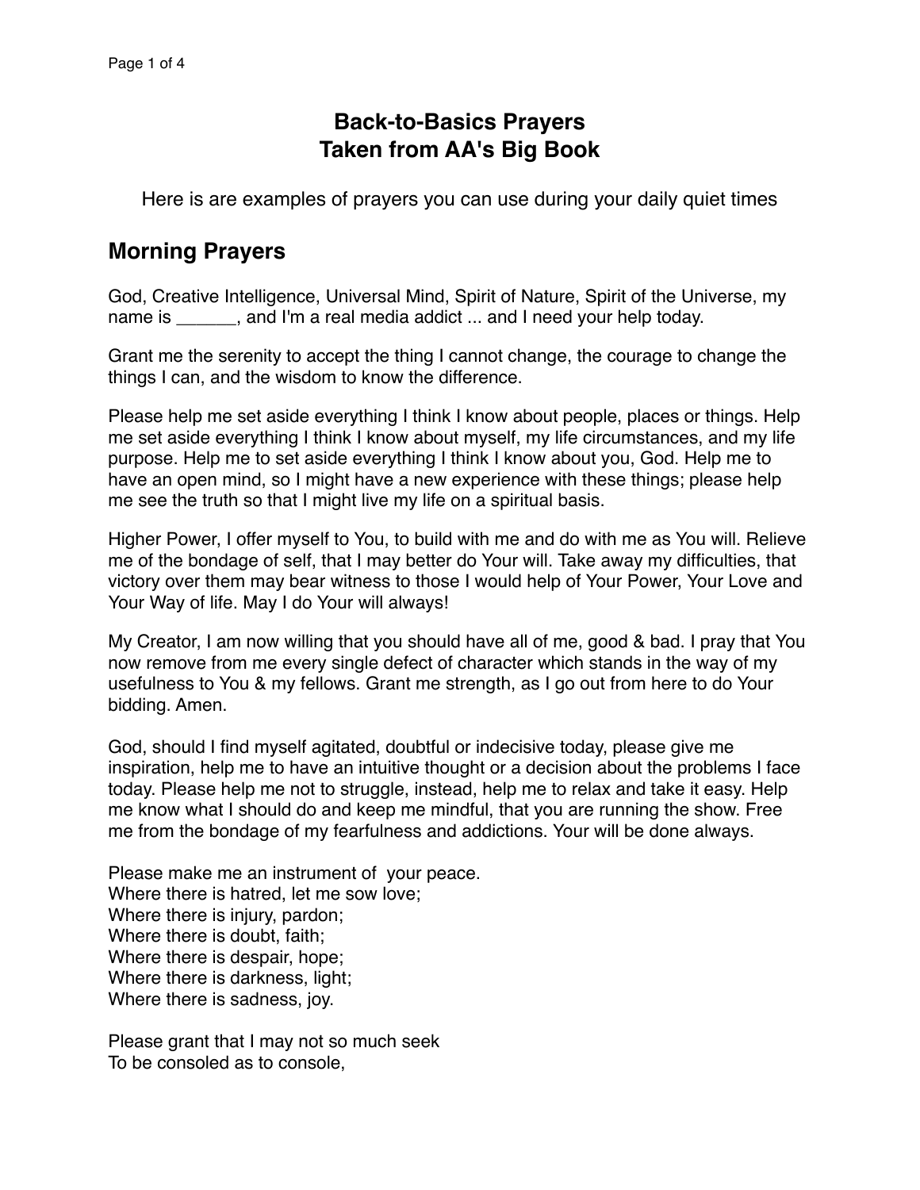# Back-to-Basics Prayers
# Taken from AA's Big Book

Here is are examples of prayers you can use during your daily quiet times

## Morning Prayers

God, Creative Intelligence, Universal Mind, Spirit of Nature, Spirit of the Universe, my name is ______, and I'm a real media addict ... and I need your help today.

Grant me the serenity to accept the thing I cannot change, the courage to change the things I can, and the wisdom to know the difference.

Please help me set aside everything I think I know about people, places or things. Help me set aside everything I think I know about myself, my life circumstances, and my life purpose. Help me to set aside everything I think I know about you, God. Help me to have an open mind, so I might have a new experience with these things; please help me see the truth so that I might live my life on a spiritual basis.

Higher Power, I offer myself to You, to build with me and do with me as You will. Relieve me of the bondage of self, that I may better do Your will. Take away my difficulties, that victory over them may bear witness to those I would help of Your Power, Your Love and Your Way of life. May I do Your will always!

My Creator, I am now willing that you should have all of me, good & bad. I pray that You now remove from me every single defect of character which stands in the way of my usefulness to You & my fellows. Grant me strength, as I go out from here to do Your bidding. Amen.

God, should I find myself agitated, doubtful or indecisive today, please give me inspiration, help me to have an intuitive thought or a decision about the problems I face today. Please help me not to struggle, instead, help me to relax and take it easy. Help me know what I should do and keep me mindful, that you are running the show. Free me from the bondage of my fearfulness and addictions. Your will be done always.

Please make me an instrument of your peace.
Where there is hatred, let me sow love;
Where there is injury, pardon;
Where there is doubt, faith;
Where there is despair, hope;
Where there is darkness, light;
Where there is sadness, joy.

Please grant that I may not so much seek
To be consoled as to console,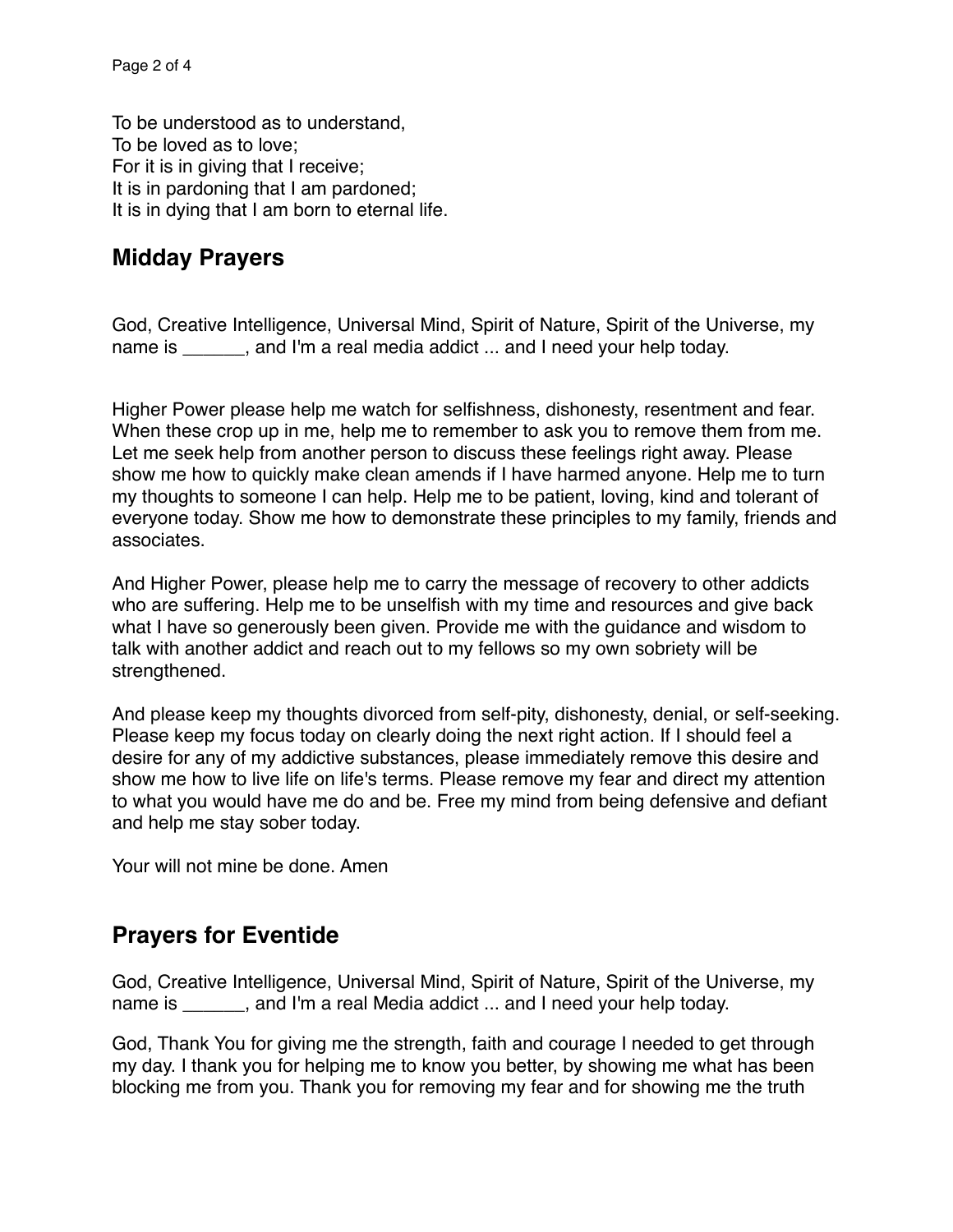To be understood as to understand,
To be loved as to love;
For it is in giving that I receive;
It is in pardoning that I am pardoned;
It is in dying that I am born to eternal life.

## Midday Prayers

God, Creative Intelligence, Universal Mind, Spirit of Nature, Spirit of the Universe, my name is ______, and I'm a real media addict ... and I need your help today.

Higher Power please help me watch for selfishness, dishonesty, resentment and fear. When these crop up in me, help me to remember to ask you to remove them from me. Let me seek help from another person to discuss these feelings right away. Please show me how to quickly make clean amends if I have harmed anyone. Help me to turn my thoughts to someone I can help. Help me to be patient, loving, kind and tolerant of everyone today. Show me how to demonstrate these principles to my family, friends and associates.

And Higher Power, please help me to carry the message of recovery to other addicts who are suffering. Help me to be unselfish with my time and resources and give back what I have so generously been given. Provide me with the guidance and wisdom to talk with another addict and reach out to my fellows so my own sobriety will be strengthened.

And please keep my thoughts divorced from self-pity, dishonesty, denial, or self-seeking. Please keep my focus today on clearly doing the next right action. If I should feel a desire for any of my addictive substances, please immediately remove this desire and show me how to live life on life's terms. Please remove my fear and direct my attention to what you would have me do and be. Free my mind from being defensive and defiant and help me stay sober today.

Your will not mine be done. Amen

## Prayers for Eventide

God, Creative Intelligence, Universal Mind, Spirit of Nature, Spirit of the Universe, my name is ______, and I'm a real Media addict ... and I need your help today.

God, Thank You for giving me the strength, faith and courage I needed to get through my day. I thank you for helping me to know you better, by showing me what has been blocking me from you. Thank you for removing my fear and for showing me the truth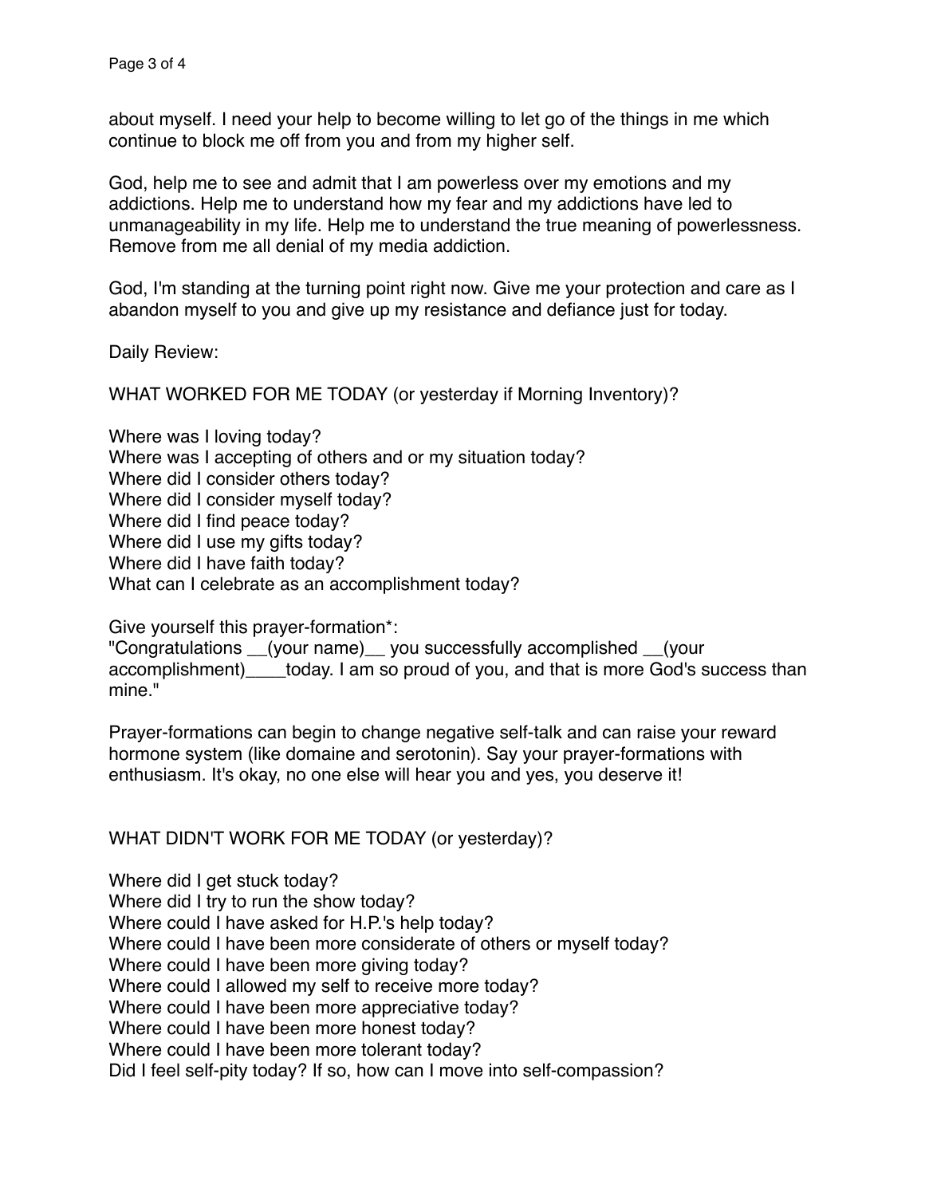about myself. I need your help to become willing to let go of the things in me which continue to block me off from you and from my higher self.

God, help me to see and admit that I am powerless over my emotions and my addictions. Help me to understand how my fear and my addictions have led to unmanageability in my life. Help me to understand the true meaning of powerlessness. Remove from me all denial of my media addiction.

God, I'm standing at the turning point right now. Give me your protection and care as I abandon myself to you and give up my resistance and defiance just for today.

Daily Review:

WHAT WORKED FOR ME TODAY (or yesterday if Morning Inventory)?

Where was I loving today?
Where was I accepting of others and or my situation today?
Where did I consider others today?
Where did I consider myself today?
Where did I find peace today?
Where did I use my gifts today?
Where did I have faith today?
What can I celebrate as an accomplishment today?

Give yourself this prayer-formation*:
"Congratulations __(your name)__ you successfully accomplished __(your accomplishment)____today. I am so proud of you, and that is more God's success than mine."

Prayer-formations can begin to change negative self-talk and can raise your reward hormone system (like domaine and serotonin). Say your prayer-formations with enthusiasm. It's okay, no one else will hear you and yes, you deserve it!

WHAT DIDN'T WORK FOR ME TODAY (or yesterday)?

Where did I get stuck today?
Where did I try to run the show today?
Where could I have asked for H.P.'s help today?
Where could I have been more considerate of others or myself today?
Where could I have been more giving today?
Where could I allowed my self to receive more today?
Where could I have been more appreciative today?
Where could I have been more honest today?
Where could I have been more tolerant today?
Did I feel self-pity today? If so, how can I move into self-compassion?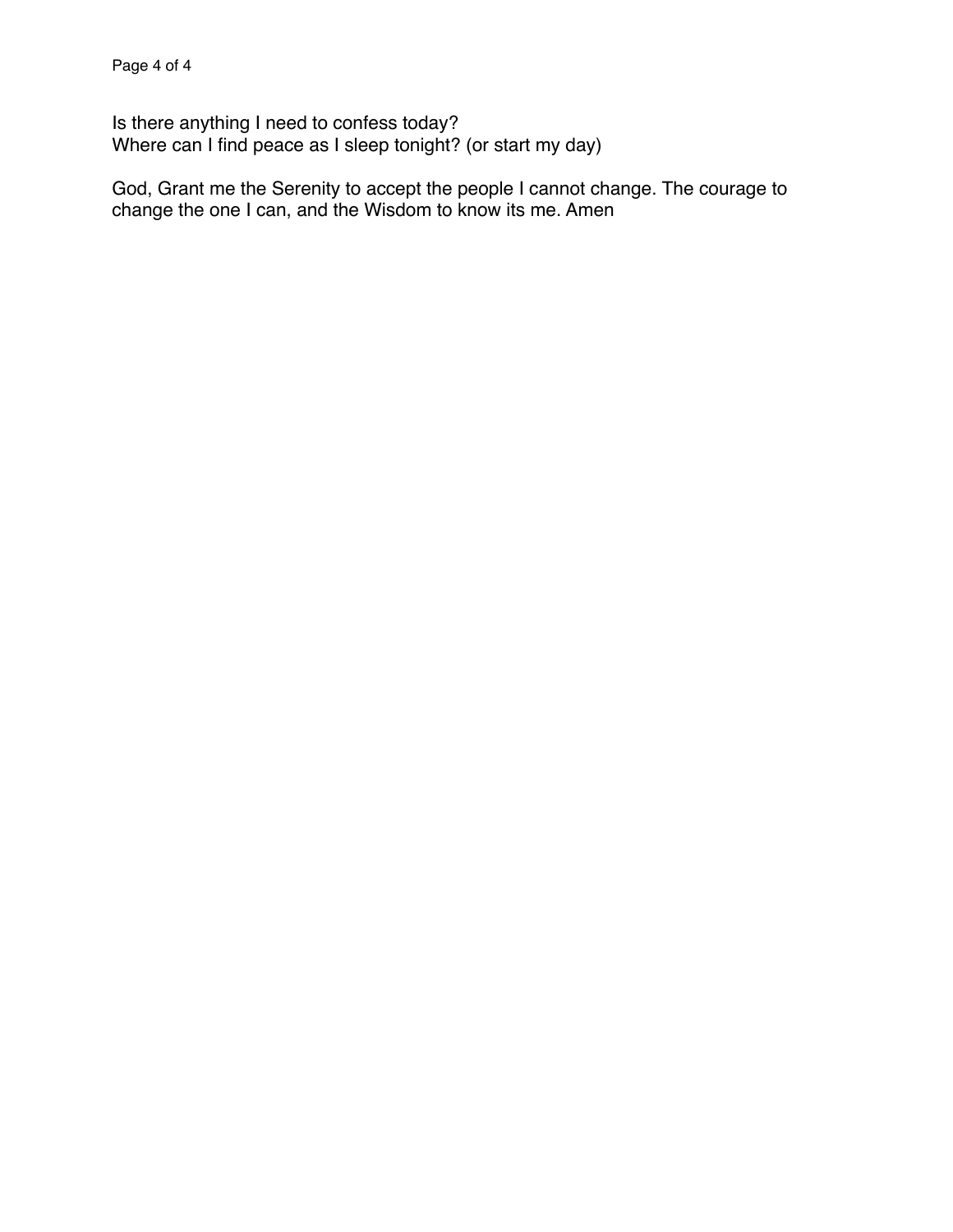Is there anything I need to confess today?
Where can I find peace as I sleep tonight? (or start my day)

God, Grant me the Serenity to accept the people I cannot change. The courage to change the one I can, and the Wisdom to know its me. Amen